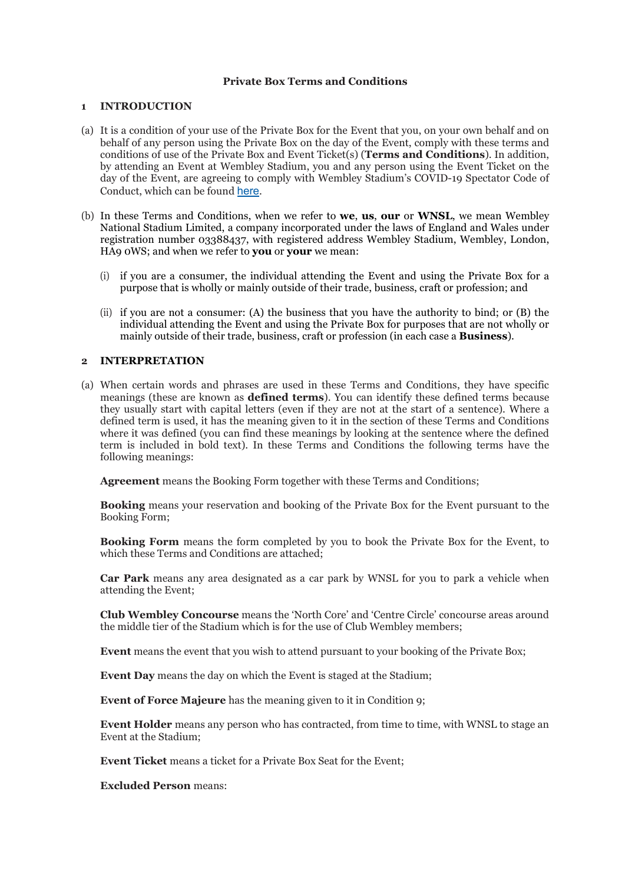# Private Box Terms and Conditions

## 1 INTRODUCTION

(a) It is a condition of your use of the Private Box for the Event that you, on your own behalf and on behalf of any person using the Private Box on the day of the Event, comply with these terms and conditions of use of the Private Box and Event Ticket(s) (**Terms and Conditions**). In addition, by attending an Event at Wembley Stadium, you and any person using the Event Ticket on the day of the Event, are agreeing to comply with Wembley Stadium's COVID-19 Spectator Code of Conduct, which can be found here.

(b) In these Terms and Conditions, when we refer to **we**, **us**, **our** or **WNSL**, we mean Wembley National Stadium Limited, a company incorporated under the laws of England and Wales under registration number 03388437, with registered address Wembley Stadium, Wembley, London, HA9 0WS; and when we refer to **you** or **your** we mean:

   (i) if you are a consumer, the individual attending the Event and using the Private Box for a purpose that is wholly or mainly outside of their trade, business, craft or profession; and

   (ii) if you are not a consumer: (A) the business that you have the authority to bind; or (B) the individual attending the Event and using the Private Box for purposes that are not wholly or mainly outside of their trade, business, craft or profession (in each case a **Business**).

## 2 INTERPRETATION

(a) When certain words and phrases are used in these Terms and Conditions, they have specific meanings (these are known as **defined terms**). You can identify these defined terms because they usually start with capital letters (even if they are not at the start of a sentence). Where a defined term is used, it has the meaning given to it in the section of these Terms and Conditions where it was defined (you can find these meanings by looking at the sentence where the defined term is included in bold text). In these Terms and Conditions the following terms have the following meanings:

**Agreement** means the Booking Form together with these Terms and Conditions;

**Booking** means your reservation and booking of the Private Box for the Event pursuant to the Booking Form;

**Booking Form** means the form completed by you to book the Private Box for the Event, to which these Terms and Conditions are attached;

**Car Park** means any area designated as a car park by WNSL for you to park a vehicle when attending the Event;

**Club Wembley Concourse** means the 'North Core' and 'Centre Circle' concourse areas around the middle tier of the Stadium which is for the use of Club Wembley members;

**Event** means the event that you wish to attend pursuant to your booking of the Private Box;

**Event Day** means the day on which the Event is staged at the Stadium;

**Event of Force Majeure** has the meaning given to it in Condition 9;

**Event Holder** means any person who has contracted, from time to time, with WNSL to stage an Event at the Stadium;

**Event Ticket** means a ticket for a Private Box Seat for the Event;

**Excluded Person** means: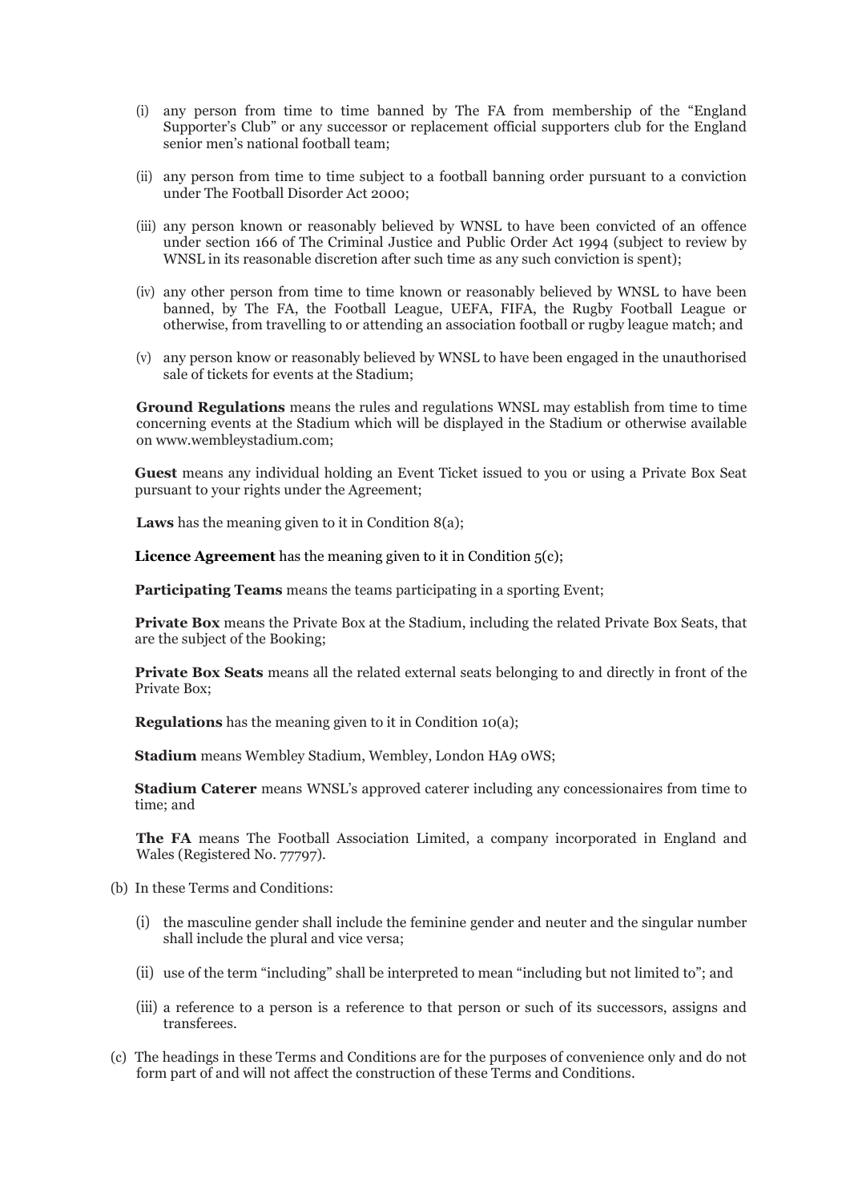(i) any person from time to time banned by The FA from membership of the "England Supporter's Club" or any successor or replacement official supporters club for the England senior men's national football team;

(ii) any person from time to time subject to a football banning order pursuant to a conviction under The Football Disorder Act 2000;

(iii) any person known or reasonably believed by WNSL to have been convicted of an offence under section 166 of The Criminal Justice and Public Order Act 1994 (subject to review by WNSL in its reasonable discretion after such time as any such conviction is spent);

(iv) any other person from time to time known or reasonably believed by WNSL to have been banned, by The FA, the Football League, UEFA, FIFA, the Rugby Football League or otherwise, from travelling to or attending an association football or rugby league match; and

(v) any person know or reasonably believed by WNSL to have been engaged in the unauthorised sale of tickets for events at the Stadium;

**Ground Regulations** means the rules and regulations WNSL may establish from time to time concerning events at the Stadium which will be displayed in the Stadium or otherwise available on www.wembleystadium.com;

**Guest** means any individual holding an Event Ticket issued to you or using a Private Box Seat pursuant to your rights under the Agreement;

**Laws** has the meaning given to it in Condition 8(a);

**Licence Agreement** has the meaning given to it in Condition 5(c);

**Participating Teams** means the teams participating in a sporting Event;

**Private Box** means the Private Box at the Stadium, including the related Private Box Seats, that are the subject of the Booking;

**Private Box Seats** means all the related external seats belonging to and directly in front of the Private Box;

**Regulations** has the meaning given to it in Condition 10(a);

**Stadium** means Wembley Stadium, Wembley, London HA9 0WS;

**Stadium Caterer** means WNSL's approved caterer including any concessionaires from time to time; and

**The FA** means The Football Association Limited, a company incorporated in England and Wales (Registered No. 77797).

(b) In these Terms and Conditions:

(i) the masculine gender shall include the feminine gender and neuter and the singular number shall include the plural and vice versa;

(ii) use of the term "including" shall be interpreted to mean "including but not limited to"; and

(iii) a reference to a person is a reference to that person or such of its successors, assigns and transferees.

(c) The headings in these Terms and Conditions are for the purposes of convenience only and do not form part of and will not affect the construction of these Terms and Conditions.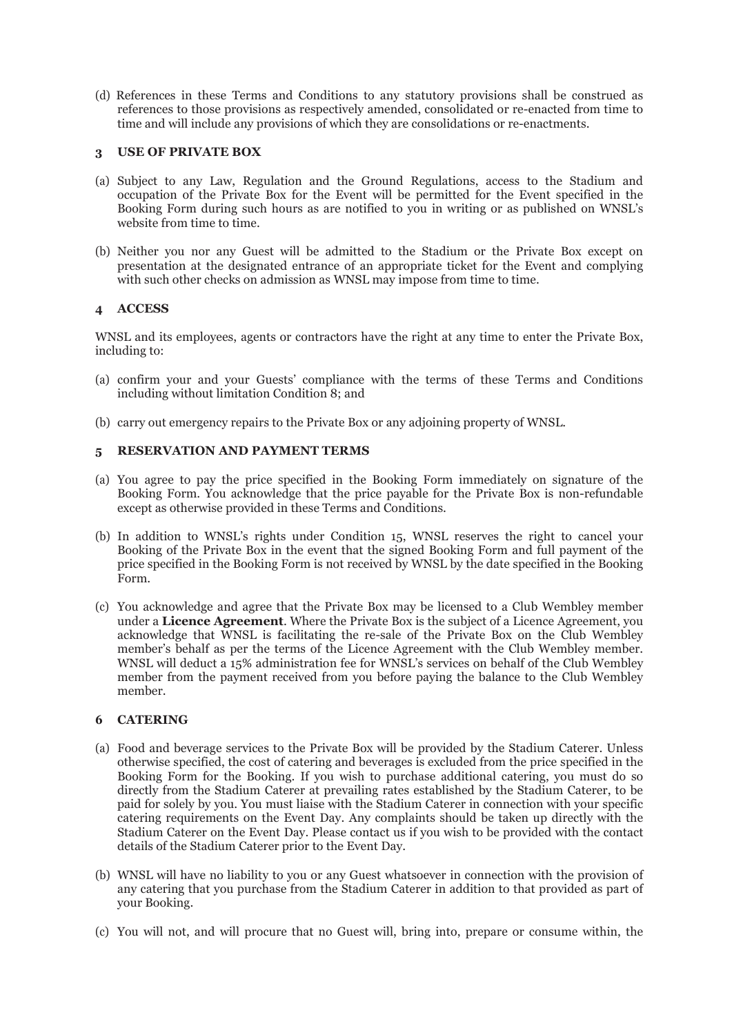(d) References in these Terms and Conditions to any statutory provisions shall be construed as references to those provisions as respectively amended, consolidated or re-enacted from time to time and will include any provisions of which they are consolidations or re-enactments.

## 3 USE OF PRIVATE BOX

(a) Subject to any Law, Regulation and the Ground Regulations, access to the Stadium and occupation of the Private Box for the Event will be permitted for the Event specified in the Booking Form during such hours as are notified to you in writing or as published on WNSL's website from time to time.

(b) Neither you nor any Guest will be admitted to the Stadium or the Private Box except on presentation at the designated entrance of an appropriate ticket for the Event and complying with such other checks on admission as WNSL may impose from time to time.

## 4 ACCESS

WNSL and its employees, agents or contractors have the right at any time to enter the Private Box, including to:

(a) confirm your and your Guests' compliance with the terms of these Terms and Conditions including without limitation Condition 8; and

(b) carry out emergency repairs to the Private Box or any adjoining property of WNSL.

## 5 RESERVATION AND PAYMENT TERMS

(a) You agree to pay the price specified in the Booking Form immediately on signature of the Booking Form. You acknowledge that the price payable for the Private Box is non-refundable except as otherwise provided in these Terms and Conditions.

(b) In addition to WNSL's rights under Condition 15, WNSL reserves the right to cancel your Booking of the Private Box in the event that the signed Booking Form and full payment of the price specified in the Booking Form is not received by WNSL by the date specified in the Booking Form.

(c) You acknowledge and agree that the Private Box may be licensed to a Club Wembley member under a **Licence Agreement**. Where the Private Box is the subject of a Licence Agreement, you acknowledge that WNSL is facilitating the re-sale of the Private Box on the Club Wembley member's behalf as per the terms of the Licence Agreement with the Club Wembley member. WNSL will deduct a 15% administration fee for WNSL's services on behalf of the Club Wembley member from the payment received from you before paying the balance to the Club Wembley member.

## 6 CATERING

(a) Food and beverage services to the Private Box will be provided by the Stadium Caterer. Unless otherwise specified, the cost of catering and beverages is excluded from the price specified in the Booking Form for the Booking. If you wish to purchase additional catering, you must do so directly from the Stadium Caterer at prevailing rates established by the Stadium Caterer, to be paid for solely by you. You must liaise with the Stadium Caterer in connection with your specific catering requirements on the Event Day. Any complaints should be taken up directly with the Stadium Caterer on the Event Day. Please contact us if you wish to be provided with the contact details of the Stadium Caterer prior to the Event Day.

(b) WNSL will have no liability to you or any Guest whatsoever in connection with the provision of any catering that you purchase from the Stadium Caterer in addition to that provided as part of your Booking.

(c) You will not, and will procure that no Guest will, bring into, prepare or consume within, the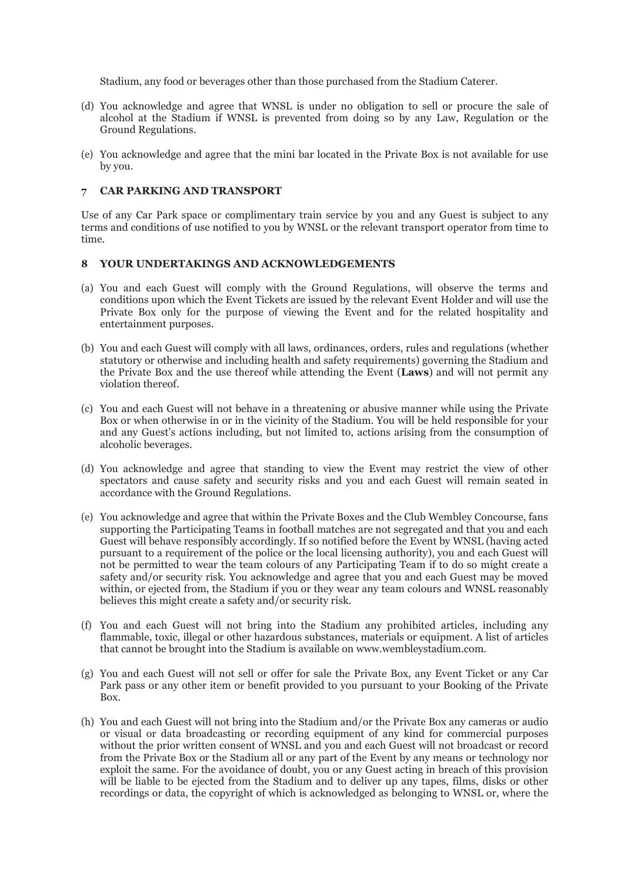Stadium, any food or beverages other than those purchased from the Stadium Caterer.

(d) You acknowledge and agree that WNSL is under no obligation to sell or procure the sale of alcohol at the Stadium if WNSL is prevented from doing so by any Law, Regulation or the Ground Regulations.

(e) You acknowledge and agree that the mini bar located in the Private Box is not available for use by you.

## 7 CAR PARKING AND TRANSPORT

Use of any Car Park space or complimentary train service by you and any Guest is subject to any terms and conditions of use notified to you by WNSL or the relevant transport operator from time to time.

## 8 YOUR UNDERTAKINGS AND ACKNOWLEDGEMENTS

(a) You and each Guest will comply with the Ground Regulations, will observe the terms and conditions upon which the Event Tickets are issued by the relevant Event Holder and will use the Private Box only for the purpose of viewing the Event and for the related hospitality and entertainment purposes.

(b) You and each Guest will comply with all laws, ordinances, orders, rules and regulations (whether statutory or otherwise and including health and safety requirements) governing the Stadium and the Private Box and the use thereof while attending the Event (**Laws**) and will not permit any violation thereof.

(c) You and each Guest will not behave in a threatening or abusive manner while using the Private Box or when otherwise in or in the vicinity of the Stadium. You will be held responsible for your and any Guest's actions including, but not limited to, actions arising from the consumption of alcoholic beverages.

(d) You acknowledge and agree that standing to view the Event may restrict the view of other spectators and cause safety and security risks and you and each Guest will remain seated in accordance with the Ground Regulations.

(e) You acknowledge and agree that within the Private Boxes and the Club Wembley Concourse, fans supporting the Participating Teams in football matches are not segregated and that you and each Guest will behave responsibly accordingly. If so notified before the Event by WNSL (having acted pursuant to a requirement of the police or the local licensing authority), you and each Guest will not be permitted to wear the team colours of any Participating Team if to do so might create a safety and/or security risk. You acknowledge and agree that you and each Guest may be moved within, or ejected from, the Stadium if you or they wear any team colours and WNSL reasonably believes this might create a safety and/or security risk.

(f) You and each Guest will not bring into the Stadium any prohibited articles, including any flammable, toxic, illegal or other hazardous substances, materials or equipment. A list of articles that cannot be brought into the Stadium is available on www.wembleystadium.com.

(g) You and each Guest will not sell or offer for sale the Private Box, any Event Ticket or any Car Park pass or any other item or benefit provided to you pursuant to your Booking of the Private Box.

(h) You and each Guest will not bring into the Stadium and/or the Private Box any cameras or audio or visual or data broadcasting or recording equipment of any kind for commercial purposes without the prior written consent of WNSL and you and each Guest will not broadcast or record from the Private Box or the Stadium all or any part of the Event by any means or technology nor exploit the same. For the avoidance of doubt, you or any Guest acting in breach of this provision will be liable to be ejected from the Stadium and to deliver up any tapes, films, disks or other recordings or data, the copyright of which is acknowledged as belonging to WNSL or, where the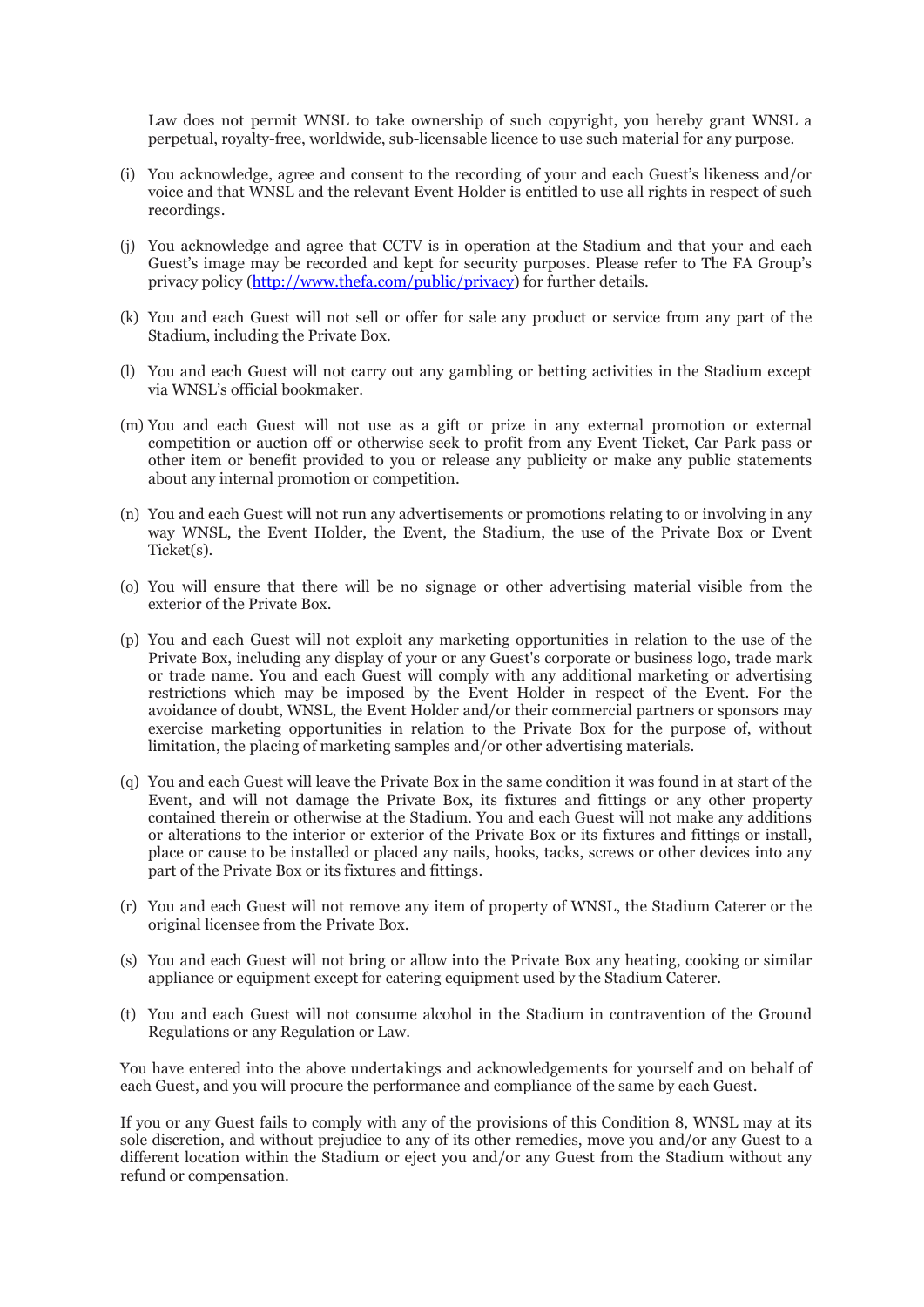Law does not permit WNSL to take ownership of such copyright, you hereby grant WNSL a perpetual, royalty-free, worldwide, sub-licensable licence to use such material for any purpose.

(i) You acknowledge, agree and consent to the recording of your and each Guest's likeness and/or voice and that WNSL and the relevant Event Holder is entitled to use all rights in respect of such recordings.

(j) You acknowledge and agree that CCTV is in operation at the Stadium and that your and each Guest's image may be recorded and kept for security purposes. Please refer to The FA Group's privacy policy ([http://www.thefa.com/public/privacy](http://www.thefa.com/public/privacy)) for further details.

(k) You and each Guest will not sell or offer for sale any product or service from any part of the Stadium, including the Private Box.

(l) You and each Guest will not carry out any gambling or betting activities in the Stadium except via WNSL's official bookmaker.

(m) You and each Guest will not use as a gift or prize in any external promotion or external competition or auction off or otherwise seek to profit from any Event Ticket, Car Park pass or other item or benefit provided to you or release any publicity or make any public statements about any internal promotion or competition.

(n) You and each Guest will not run any advertisements or promotions relating to or involving in any way WNSL, the Event Holder, the Event, the Stadium, the use of the Private Box or Event Ticket(s).

(o) You will ensure that there will be no signage or other advertising material visible from the exterior of the Private Box.

(p) You and each Guest will not exploit any marketing opportunities in relation to the use of the Private Box, including any display of your or any Guest's corporate or business logo, trade mark or trade name. You and each Guest will comply with any additional marketing or advertising restrictions which may be imposed by the Event Holder in respect of the Event. For the avoidance of doubt, WNSL, the Event Holder and/or their commercial partners or sponsors may exercise marketing opportunities in relation to the Private Box for the purpose of, without limitation, the placing of marketing samples and/or other advertising materials.

(q) You and each Guest will leave the Private Box in the same condition it was found in at start of the Event, and will not damage the Private Box, its fixtures and fittings or any other property contained therein or otherwise at the Stadium. You and each Guest will not make any additions or alterations to the interior or exterior of the Private Box or its fixtures and fittings or install, place or cause to be installed or placed any nails, hooks, tacks, screws or other devices into any part of the Private Box or its fixtures and fittings.

(r) You and each Guest will not remove any item of property of WNSL, the Stadium Caterer or the original licensee from the Private Box.

(s) You and each Guest will not bring or allow into the Private Box any heating, cooking or similar appliance or equipment except for catering equipment used by the Stadium Caterer.

(t) You and each Guest will not consume alcohol in the Stadium in contravention of the Ground Regulations or any Regulation or Law.

You have entered into the above undertakings and acknowledgements for yourself and on behalf of each Guest, and you will procure the performance and compliance of the same by each Guest.

If you or any Guest fails to comply with any of the provisions of this Condition 8, WNSL may at its sole discretion, and without prejudice to any of its other remedies, move you and/or any Guest to a different location within the Stadium or eject you and/or any Guest from the Stadium without any refund or compensation.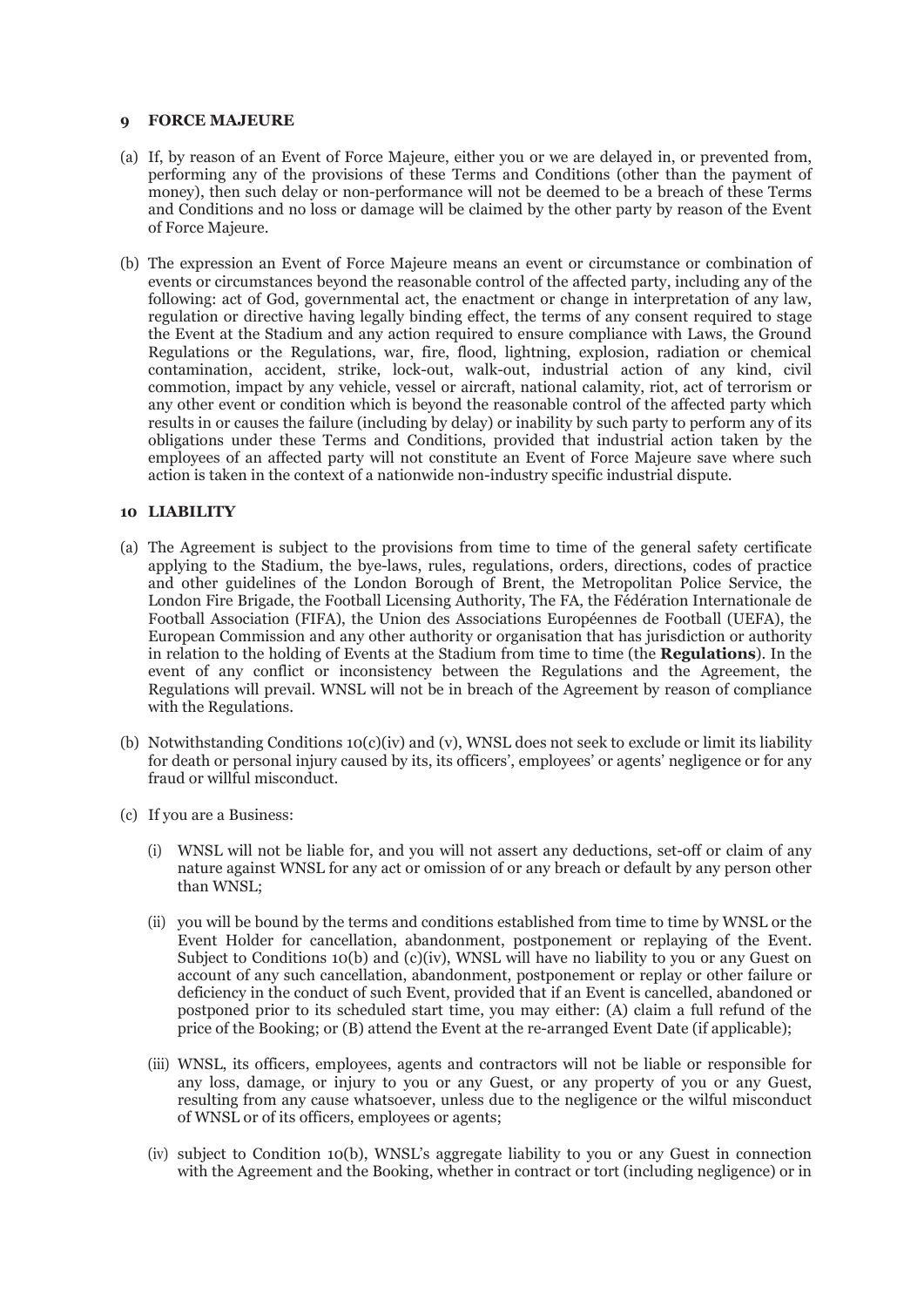## 9 FORCE MAJEURE

(a) If, by reason of an Event of Force Majeure, either you or we are delayed in, or prevented from, performing any of the provisions of these Terms and Conditions (other than the payment of money), then such delay or non-performance will not be deemed to be a breach of these Terms and Conditions and no loss or damage will be claimed by the other party by reason of the Event of Force Majeure.

(b) The expression an Event of Force Majeure means an event or circumstance or combination of events or circumstances beyond the reasonable control of the affected party, including any of the following: act of God, governmental act, the enactment or change in interpretation of any law, regulation or directive having legally binding effect, the terms of any consent required to stage the Event at the Stadium and any action required to ensure compliance with Laws, the Ground Regulations or the Regulations, war, fire, flood, lightning, explosion, radiation or chemical contamination, accident, strike, lock-out, walk-out, industrial action of any kind, civil commotion, impact by any vehicle, vessel or aircraft, national calamity, riot, act of terrorism or any other event or condition which is beyond the reasonable control of the affected party which results in or causes the failure (including by delay) or inability by such party to perform any of its obligations under these Terms and Conditions, provided that industrial action taken by the employees of an affected party will not constitute an Event of Force Majeure save where such action is taken in the context of a nationwide non-industry specific industrial dispute.

## 10 LIABILITY

(a) The Agreement is subject to the provisions from time to time of the general safety certificate applying to the Stadium, the bye-laws, rules, regulations, orders, directions, codes of practice and other guidelines of the London Borough of Brent, the Metropolitan Police Service, the London Fire Brigade, the Football Licensing Authority, The FA, the Fédération Internationale de Football Association (FIFA), the Union des Associations Européennes de Football (UEFA), the European Commission and any other authority or organisation that has jurisdiction or authority in relation to the holding of Events at the Stadium from time to time (the **Regulations**). In the event of any conflict or inconsistency between the Regulations and the Agreement, the Regulations will prevail. WNSL will not be in breach of the Agreement by reason of compliance with the Regulations.

(b) Notwithstanding Conditions 10(c)(iv) and (v), WNSL does not seek to exclude or limit its liability for death or personal injury caused by its, its officers', employees' or agents' negligence or for any fraud or willful misconduct.

(c) If you are a Business:

   (i) WNSL will not be liable for, and you will not assert any deductions, set-off or claim of any nature against WNSL for any act or omission of or any breach or default by any person other than WNSL;

   (ii) you will be bound by the terms and conditions established from time to time by WNSL or the Event Holder for cancellation, abandonment, postponement or replaying of the Event. Subject to Conditions 10(b) and (c)(iv), WNSL will have no liability to you or any Guest on account of any such cancellation, abandonment, postponement or replay or other failure or deficiency in the conduct of such Event, provided that if an Event is cancelled, abandoned or postponed prior to its scheduled start time, you may either: (A) claim a full refund of the price of the Booking; or (B) attend the Event at the re-arranged Event Date (if applicable);

   (iii) WNSL, its officers, employees, agents and contractors will not be liable or responsible for any loss, damage, or injury to you or any Guest, or any property of you or any Guest, resulting from any cause whatsoever, unless due to the negligence or the wilful misconduct of WNSL or of its officers, employees or agents;

   (iv) subject to Condition 10(b), WNSL's aggregate liability to you or any Guest in connection with the Agreement and the Booking, whether in contract or tort (including negligence) or in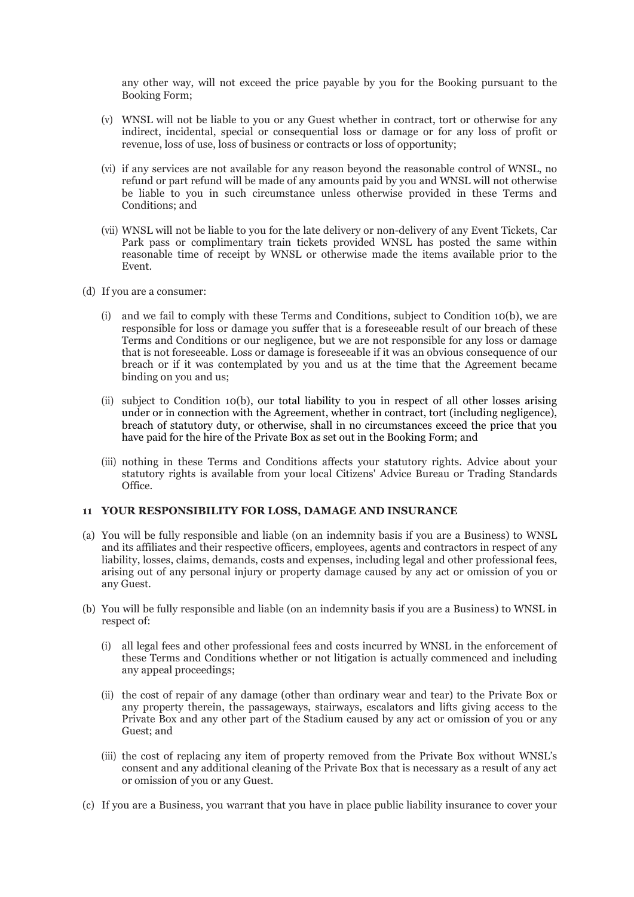any other way, will not exceed the price payable by you for the Booking pursuant to the Booking Form;

(v) WNSL will not be liable to you or any Guest whether in contract, tort or otherwise for any indirect, incidental, special or consequential loss or damage or for any loss of profit or revenue, loss of use, loss of business or contracts or loss of opportunity;

(vi) if any services are not available for any reason beyond the reasonable control of WNSL, no refund or part refund will be made of any amounts paid by you and WNSL will not otherwise be liable to you in such circumstance unless otherwise provided in these Terms and Conditions; and

(vii) WNSL will not be liable to you for the late delivery or non-delivery of any Event Tickets, Car Park pass or complimentary train tickets provided WNSL has posted the same within reasonable time of receipt by WNSL or otherwise made the items available prior to the Event.

(d) If you are a consumer:

(i) and we fail to comply with these Terms and Conditions, subject to Condition 10(b), we are responsible for loss or damage you suffer that is a foreseeable result of our breach of these Terms and Conditions or our negligence, but we are not responsible for any loss or damage that is not foreseeable. Loss or damage is foreseeable if it was an obvious consequence of our breach or if it was contemplated by you and us at the time that the Agreement became binding on you and us;

(ii) subject to Condition 10(b), our total liability to you in respect of all other losses arising under or in connection with the Agreement, whether in contract, tort (including negligence), breach of statutory duty, or otherwise, shall in no circumstances exceed the price that you have paid for the hire of the Private Box as set out in the Booking Form; and

(iii) nothing in these Terms and Conditions affects your statutory rights. Advice about your statutory rights is available from your local Citizens' Advice Bureau or Trading Standards Office.

## 11 YOUR RESPONSIBILITY FOR LOSS, DAMAGE AND INSURANCE

(a) You will be fully responsible and liable (on an indemnity basis if you are a Business) to WNSL and its affiliates and their respective officers, employees, agents and contractors in respect of any liability, losses, claims, demands, costs and expenses, including legal and other professional fees, arising out of any personal injury or property damage caused by any act or omission of you or any Guest.

(b) You will be fully responsible and liable (on an indemnity basis if you are a Business) to WNSL in respect of:

(i) all legal fees and other professional fees and costs incurred by WNSL in the enforcement of these Terms and Conditions whether or not litigation is actually commenced and including any appeal proceedings;

(ii) the cost of repair of any damage (other than ordinary wear and tear) to the Private Box or any property therein, the passageways, stairways, escalators and lifts giving access to the Private Box and any other part of the Stadium caused by any act or omission of you or any Guest; and

(iii) the cost of replacing any item of property removed from the Private Box without WNSL's consent and any additional cleaning of the Private Box that is necessary as a result of any act or omission of you or any Guest.

(c) If you are a Business, you warrant that you have in place public liability insurance to cover your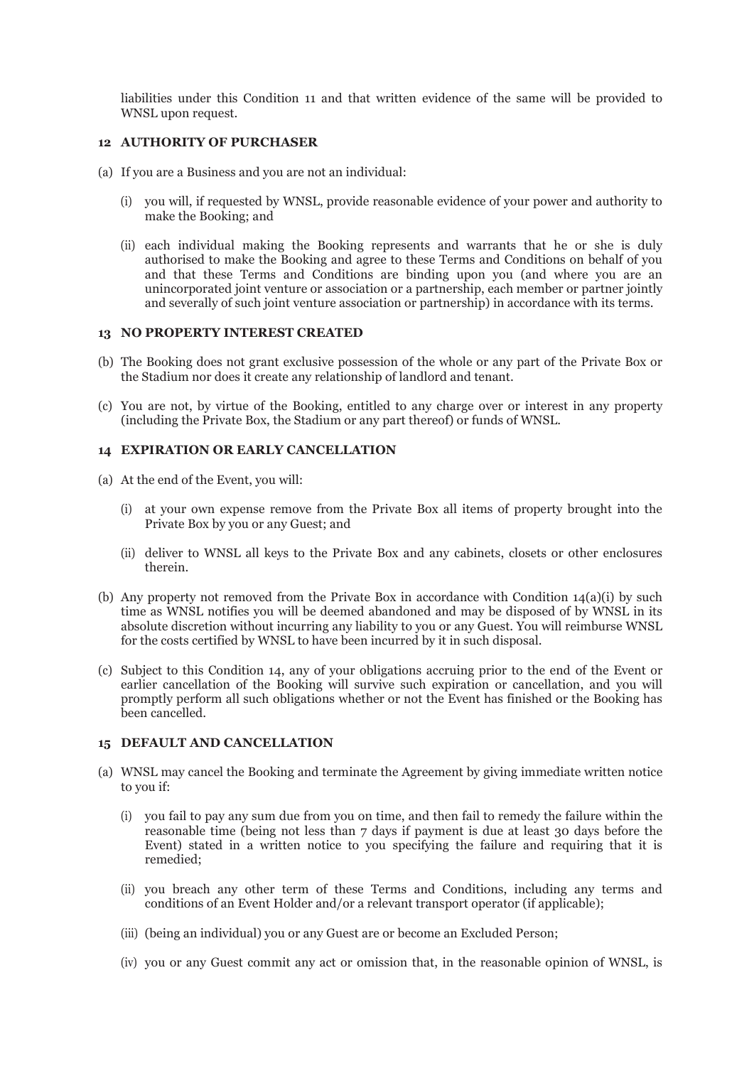liabilities under this Condition 11 and that written evidence of the same will be provided to WNSL upon request.

## 12 AUTHORITY OF PURCHASER

(a) If you are a Business and you are not an individual:

   (i) you will, if requested by WNSL, provide reasonable evidence of your power and authority to make the Booking; and

   (ii) each individual making the Booking represents and warrants that he or she is duly authorised to make the Booking and agree to these Terms and Conditions on behalf of you and that these Terms and Conditions are binding upon you (and where you are an unincorporated joint venture or association or a partnership, each member or partner jointly and severally of such joint venture association or partnership) in accordance with its terms.

## 13 NO PROPERTY INTEREST CREATED

(b) The Booking does not grant exclusive possession of the whole or any part of the Private Box or the Stadium nor does it create any relationship of landlord and tenant.

(c) You are not, by virtue of the Booking, entitled to any charge over or interest in any property (including the Private Box, the Stadium or any part thereof) or funds of WNSL.

## 14 EXPIRATION OR EARLY CANCELLATION

(a) At the end of the Event, you will:

   (i) at your own expense remove from the Private Box all items of property brought into the Private Box by you or any Guest; and

   (ii) deliver to WNSL all keys to the Private Box and any cabinets, closets or other enclosures therein.

(b) Any property not removed from the Private Box in accordance with Condition 14(a)(i) by such time as WNSL notifies you will be deemed abandoned and may be disposed of by WNSL in its absolute discretion without incurring any liability to you or any Guest. You will reimburse WNSL for the costs certified by WNSL to have been incurred by it in such disposal.

(c) Subject to this Condition 14, any of your obligations accruing prior to the end of the Event or earlier cancellation of the Booking will survive such expiration or cancellation, and you will promptly perform all such obligations whether or not the Event has finished or the Booking has been cancelled.

## 15 DEFAULT AND CANCELLATION

(a) WNSL may cancel the Booking and terminate the Agreement by giving immediate written notice to you if:

   (i) you fail to pay any sum due from you on time, and then fail to remedy the failure within the reasonable time (being not less than 7 days if payment is due at least 30 days before the Event) stated in a written notice to you specifying the failure and requiring that it is remedied;

   (ii) you breach any other term of these Terms and Conditions, including any terms and conditions of an Event Holder and/or a relevant transport operator (if applicable);

   (iii) (being an individual) you or any Guest are or become an Excluded Person;

   (iv) you or any Guest commit any act or omission that, in the reasonable opinion of WNSL, is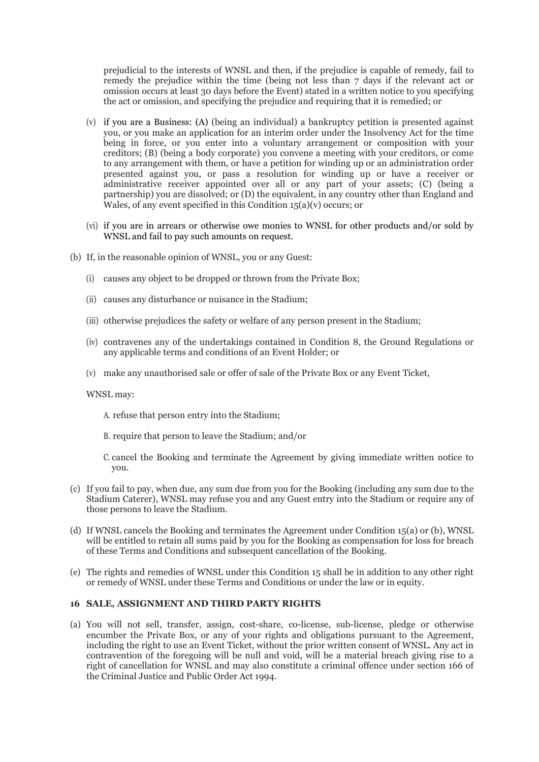prejudicial to the interests of WNSL and then, if the prejudice is capable of remedy, fail to remedy the prejudice within the time (being not less than 7 days if the relevant act or omission occurs at least 30 days before the Event) stated in a written notice to you specifying the act or omission, and specifying the prejudice and requiring that it is remedied; or

(v) if you are a Business: (A) (being an individual) a bankruptcy petition is presented against you, or you make an application for an interim order under the Insolvency Act for the time being in force, or you enter into a voluntary arrangement or composition with your creditors; (B) (being a body corporate) you convene a meeting with your creditors, or come to any arrangement with them, or have a petition for winding up or an administration order presented against you, or pass a resolution for winding up or have a receiver or administrative receiver appointed over all or any part of your assets; (C) (being a partnership) you are dissolved; or (D) the equivalent, in any country other than England and Wales, of any event specified in this Condition 15(a)(v) occurs; or

(vi) if you are in arrears or otherwise owe monies to WNSL for other products and/or sold by WNSL and fail to pay such amounts on request.

(b) If, in the reasonable opinion of WNSL, you or any Guest:

(i) causes any object to be dropped or thrown from the Private Box;

(ii) causes any disturbance or nuisance in the Stadium;

(iii) otherwise prejudices the safety or welfare of any person present in the Stadium;

(iv) contravenes any of the undertakings contained in Condition 8, the Ground Regulations or any applicable terms and conditions of an Event Holder; or

(v) make any unauthorised sale or offer of sale of the Private Box or any Event Ticket,

WNSL may:

A. refuse that person entry into the Stadium;

B. require that person to leave the Stadium; and/or

C. cancel the Booking and terminate the Agreement by giving immediate written notice to you.

(c) If you fail to pay, when due, any sum due from you for the Booking (including any sum due to the Stadium Caterer), WNSL may refuse you and any Guest entry into the Stadium or require any of those persons to leave the Stadium.

(d) If WNSL cancels the Booking and terminates the Agreement under Condition 15(a) or (b), WNSL will be entitled to retain all sums paid by you for the Booking as compensation for loss for breach of these Terms and Conditions and subsequent cancellation of the Booking.

(e) The rights and remedies of WNSL under this Condition 15 shall be in addition to any other right or remedy of WNSL under these Terms and Conditions or under the law or in equity.

### 16 SALE, ASSIGNMENT AND THIRD PARTY RIGHTS

(a) You will not sell, transfer, assign, cost-share, co-license, sub-license, pledge or otherwise encumber the Private Box, or any of your rights and obligations pursuant to the Agreement, including the right to use an Event Ticket, without the prior written consent of WNSL. Any act in contravention of the foregoing will be null and void, will be a material breach giving rise to a right of cancellation for WNSL and may also constitute a criminal offence under section 166 of the Criminal Justice and Public Order Act 1994.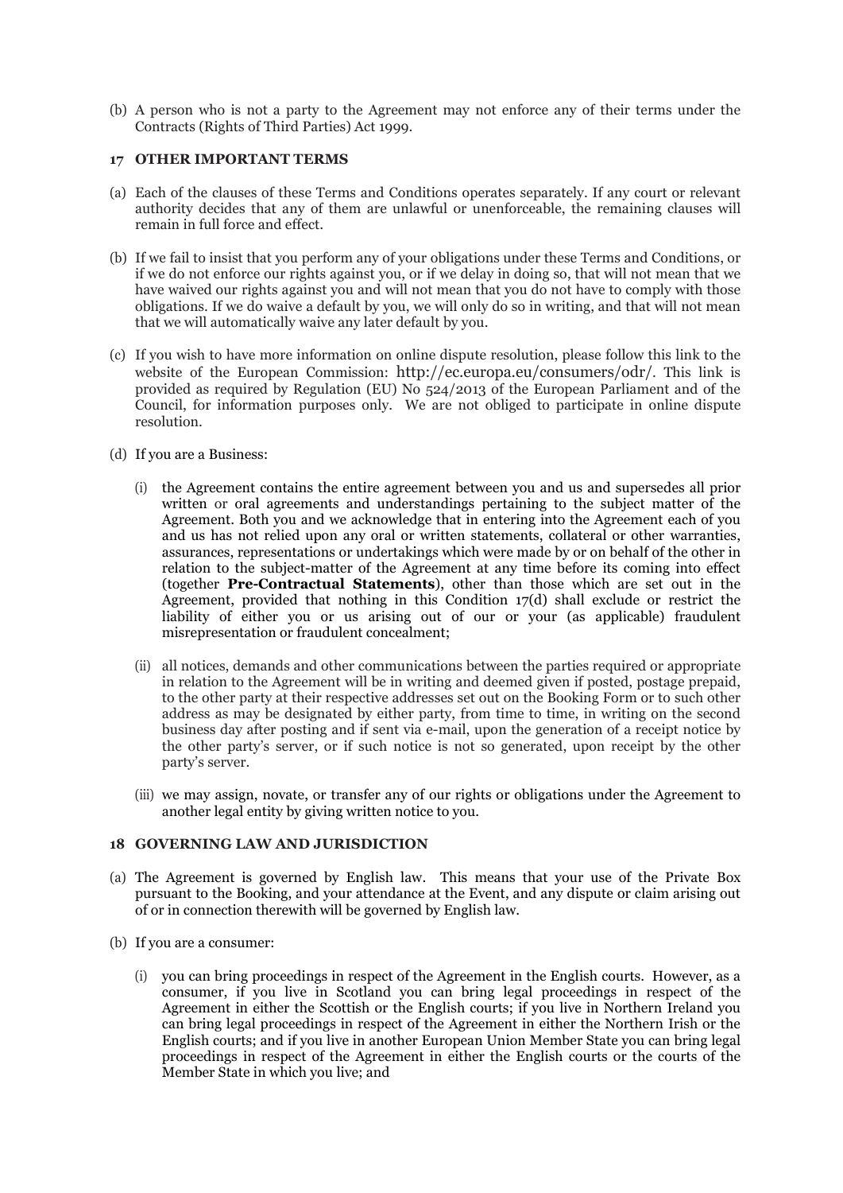(b) A person who is not a party to the Agreement may not enforce any of their terms under the Contracts (Rights of Third Parties) Act 1999.

## 17 OTHER IMPORTANT TERMS

(a) Each of the clauses of these Terms and Conditions operates separately. If any court or relevant authority decides that any of them are unlawful or unenforceable, the remaining clauses will remain in full force and effect.

(b) If we fail to insist that you perform any of your obligations under these Terms and Conditions, or if we do not enforce our rights against you, or if we delay in doing so, that will not mean that we have waived our rights against you and will not mean that you do not have to comply with those obligations. If we do waive a default by you, we will only do so in writing, and that will not mean that we will automatically waive any later default by you.

(c) If you wish to have more information on online dispute resolution, please follow this link to the website of the European Commission: http://ec.europa.eu/consumers/odr/. This link is provided as required by Regulation (EU) No 524/2013 of the European Parliament and of the Council, for information purposes only. We are not obliged to participate in online dispute resolution.

(d) If you are a Business:

   (i) the Agreement contains the entire agreement between you and us and supersedes all prior written or oral agreements and understandings pertaining to the subject matter of the Agreement. Both you and we acknowledge that in entering into the Agreement each of you and us has not relied upon any oral or written statements, collateral or other warranties, assurances, representations or undertakings which were made by or on behalf of the other in relation to the subject-matter of the Agreement at any time before its coming into effect (together **Pre-Contractual Statements**), other than those which are set out in the Agreement, provided that nothing in this Condition 17(d) shall exclude or restrict the liability of either you or us arising out of our or your (as applicable) fraudulent misrepresentation or fraudulent concealment;

   (ii) all notices, demands and other communications between the parties required or appropriate in relation to the Agreement will be in writing and deemed given if posted, postage prepaid, to the other party at their respective addresses set out on the Booking Form or to such other address as may be designated by either party, from time to time, in writing on the second business day after posting and if sent via e-mail, upon the generation of a receipt notice by the other party's server, or if such notice is not so generated, upon receipt by the other party's server.

   (iii) we may assign, novate, or transfer any of our rights or obligations under the Agreement to another legal entity by giving written notice to you.

## 18 GOVERNING LAW AND JURISDICTION

(a) The Agreement is governed by English law. This means that your use of the Private Box pursuant to the Booking, and your attendance at the Event, and any dispute or claim arising out of or in connection therewith will be governed by English law.

(b) If you are a consumer:

   (i) you can bring proceedings in respect of the Agreement in the English courts. However, as a consumer, if you live in Scotland you can bring legal proceedings in respect of the Agreement in either the Scottish or the English courts; if you live in Northern Ireland you can bring legal proceedings in respect of the Agreement in either the Northern Irish or the English courts; and if you live in another European Union Member State you can bring legal proceedings in respect of the Agreement in either the English courts or the courts of the Member State in which you live; and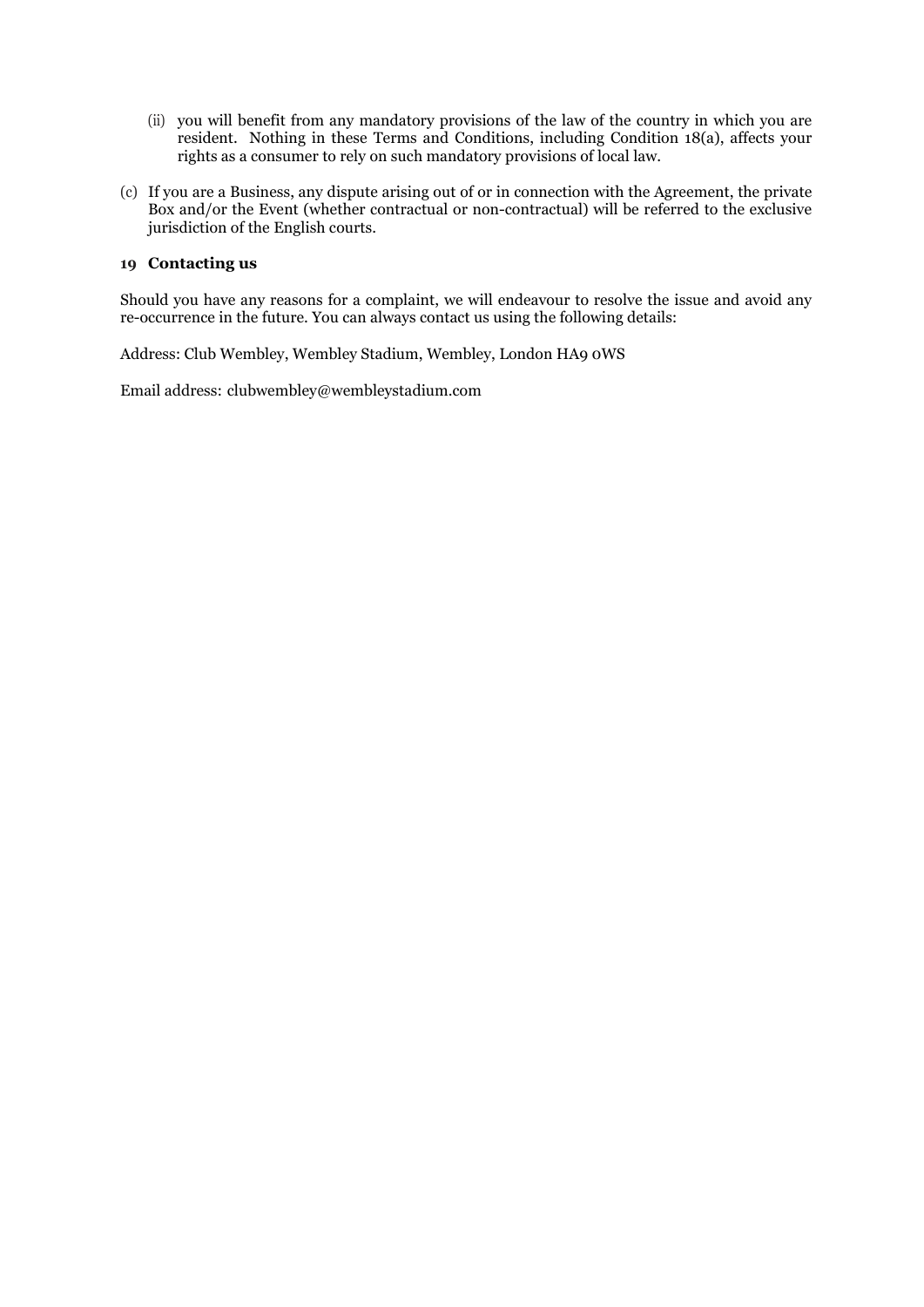(ii) you will benefit from any mandatory provisions of the law of the country in which you are resident. Nothing in these Terms and Conditions, including Condition 18(a), affects your rights as a consumer to rely on such mandatory provisions of local law.

(c) If you are a Business, any dispute arising out of or in connection with the Agreement, the private Box and/or the Event (whether contractual or non-contractual) will be referred to the exclusive jurisdiction of the English courts.

## 19 Contacting us

Should you have any reasons for a complaint, we will endeavour to resolve the issue and avoid any re-occurrence in the future. You can always contact us using the following details:

Address: Club Wembley, Wembley Stadium, Wembley, London HA9 0WS

Email address: clubwembley@wembleystadium.com